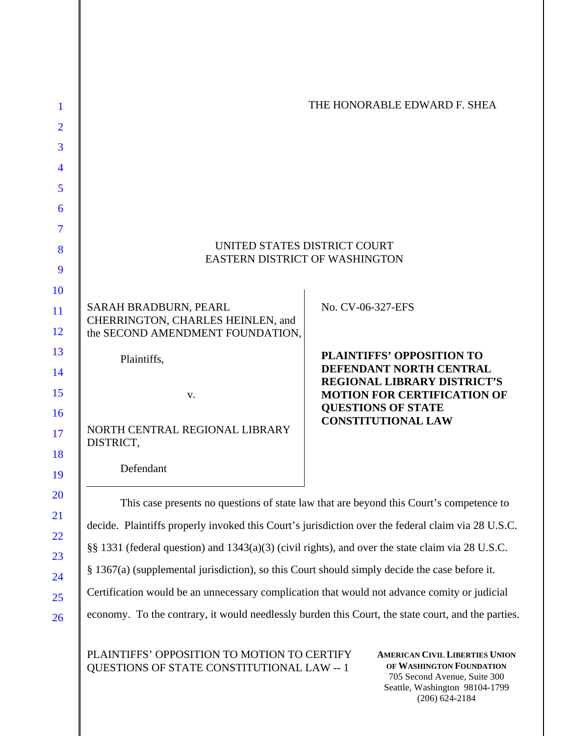THE HONORABLE EDWARD F. SHEA

UNITED STATES DISTRICT COURT
EASTERN DISTRICT OF WASHINGTON

| | |
|---|---|
| SARAH BRADBURN, PEARL CHERRINGTON, CHARLES HEINLEN, and the SECOND AMENDMENT FOUNDATION,<br><br>Plaintiffs,<br><br>v.<br><br>NORTH CENTRAL REGIONAL LIBRARY DISTRICT,<br><br>Defendant | No. CV-06-327-EFS<br><br>**PLAINTIFFS' OPPOSITION TO DEFENDANT NORTH CENTRAL REGIONAL LIBRARY DISTRICT'S MOTION FOR CERTIFICATION OF QUESTIONS OF STATE CONSTITUTIONAL LAW** |

This case presents no questions of state law that are beyond this Court's competence to decide. Plaintiffs properly invoked this Court's jurisdiction over the federal claim via 28 U.S.C. §§ 1331 (federal question) and 1343(a)(3) (civil rights), and over the state claim via 28 U.S.C. § 1367(a) (supplemental jurisdiction), so this Court should simply decide the case before it. Certification would be an unnecessary complication that would not advance comity or judicial economy. To the contrary, it would needlessly burden this Court, the state court, and the parties.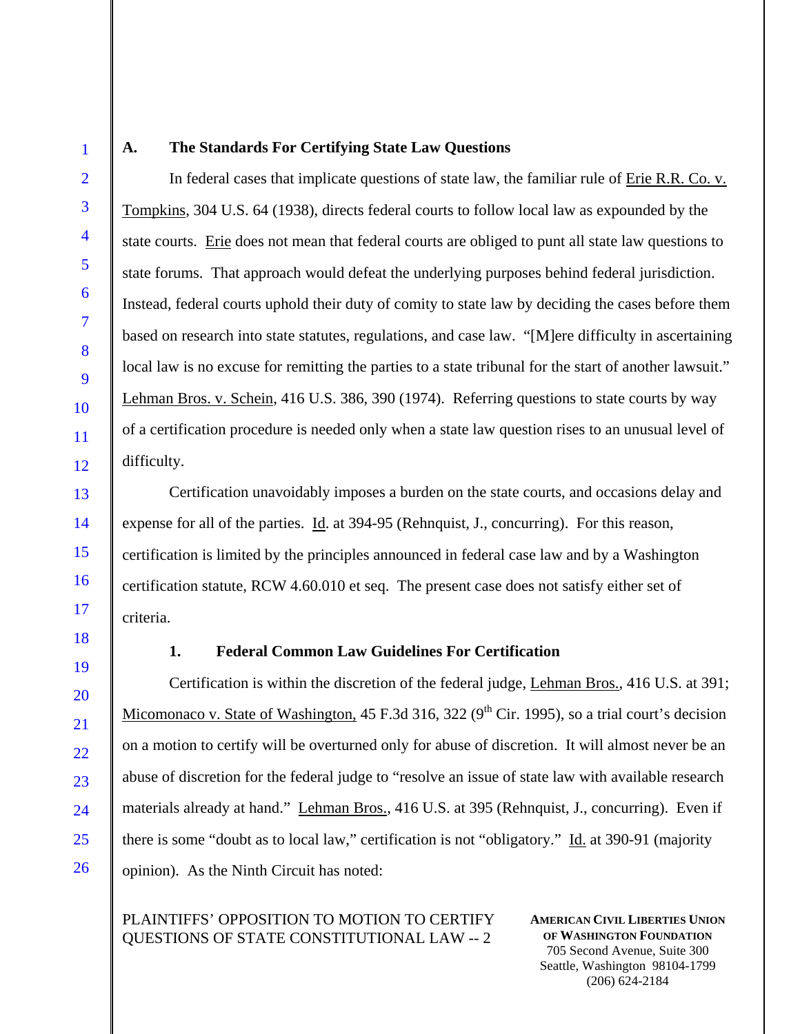## A. The Standards For Certifying State Law Questions

In federal cases that implicate questions of state law, the familiar rule of Erie R.R. Co. v. Tompkins, 304 U.S. 64 (1938), directs federal courts to follow local law as expounded by the state courts. Erie does not mean that federal courts are obliged to punt all state law questions to state forums. That approach would defeat the underlying purposes behind federal jurisdiction. Instead, federal courts uphold their duty of comity to state law by deciding the cases before them based on research into state statutes, regulations, and case law. "[M]ere difficulty in ascertaining local law is no excuse for remitting the parties to a state tribunal for the start of another lawsuit." Lehman Bros. v. Schein, 416 U.S. 386, 390 (1974). Referring questions to state courts by way of a certification procedure is needed only when a state law question rises to an unusual level of difficulty.

Certification unavoidably imposes a burden on the state courts, and occasions delay and expense for all of the parties. Id. at 394-95 (Rehnquist, J., concurring). For this reason, certification is limited by the principles announced in federal case law and by a Washington certification statute, RCW 4.60.010 et seq. The present case does not satisfy either set of criteria.

### 1. Federal Common Law Guidelines For Certification

Certification is within the discretion of the federal judge, Lehman Bros., 416 U.S. at 391; Micomonaco v. State of Washington, 45 F.3d 316, 322 (9th Cir. 1995), so a trial court's decision on a motion to certify will be overturned only for abuse of discretion. It will almost never be an abuse of discretion for the federal judge to "resolve an issue of state law with available research materials already at hand." Lehman Bros., 416 U.S. at 395 (Rehnquist, J., concurring). Even if there is some "doubt as to local law," certification is not "obligatory." Id. at 390-91 (majority opinion). As the Ninth Circuit has noted: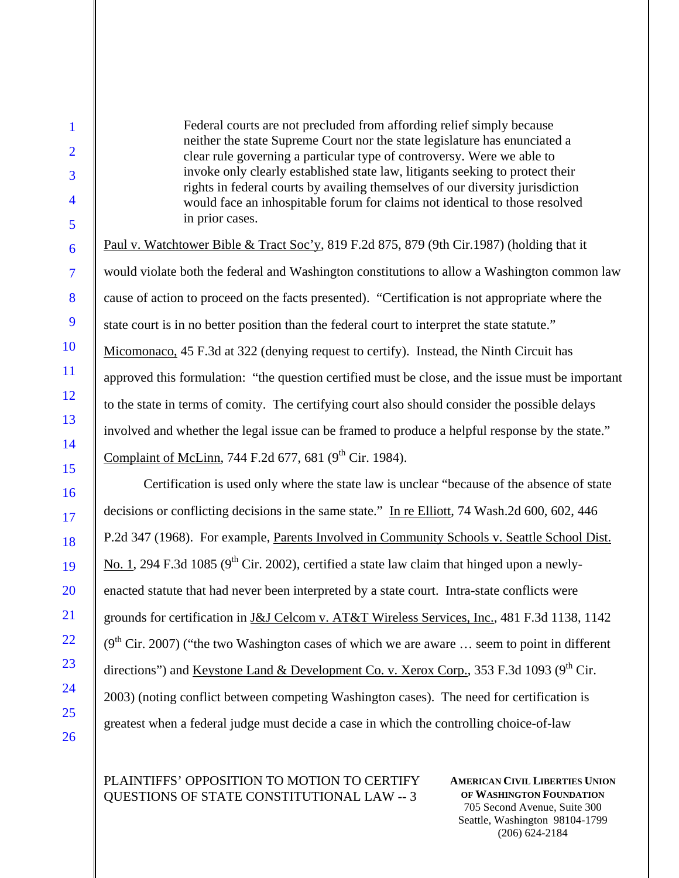> Federal courts are not precluded from affording relief simply because neither the state Supreme Court nor the state legislature has enunciated a clear rule governing a particular type of controversy. Were we able to invoke only clearly established state law, litigants seeking to protect their rights in federal courts by availing themselves of our diversity jurisdiction would face an inhospitable forum for claims not identical to those resolved in prior cases.

Paul v. Watchtower Bible & Tract Soc'y, 819 F.2d 875, 879 (9th Cir.1987) (holding that it would violate both the federal and Washington constitutions to allow a Washington common law cause of action to proceed on the facts presented). "Certification is not appropriate where the state court is in no better position than the federal court to interpret the state statute." Micomonaco, 45 F.3d at 322 (denying request to certify). Instead, the Ninth Circuit has approved this formulation: "the question certified must be close, and the issue must be important to the state in terms of comity. The certifying court also should consider the possible delays involved and whether the legal issue can be framed to produce a helpful response by the state." Complaint of McLinn, 744 F.2d 677, 681 (9th Cir. 1984).

Certification is used only where the state law is unclear "because of the absence of state decisions or conflicting decisions in the same state." In re Elliott, 74 Wash.2d 600, 602, 446 P.2d 347 (1968). For example, Parents Involved in Community Schools v. Seattle School Dist. No. 1, 294 F.3d 1085 (9th Cir. 2002), certified a state law claim that hinged upon a newly-enacted statute that had never been interpreted by a state court. Intra-state conflicts were grounds for certification in J&J Celcom v. AT&T Wireless Services, Inc., 481 F.3d 1138, 1142 (9th Cir. 2007) ("the two Washington cases of which we are aware … seem to point in different directions") and Keystone Land & Development Co. v. Xerox Corp., 353 F.3d 1093 (9th Cir. 2003) (noting conflict between competing Washington cases). The need for certification is greatest when a federal judge must decide a case in which the controlling choice-of-law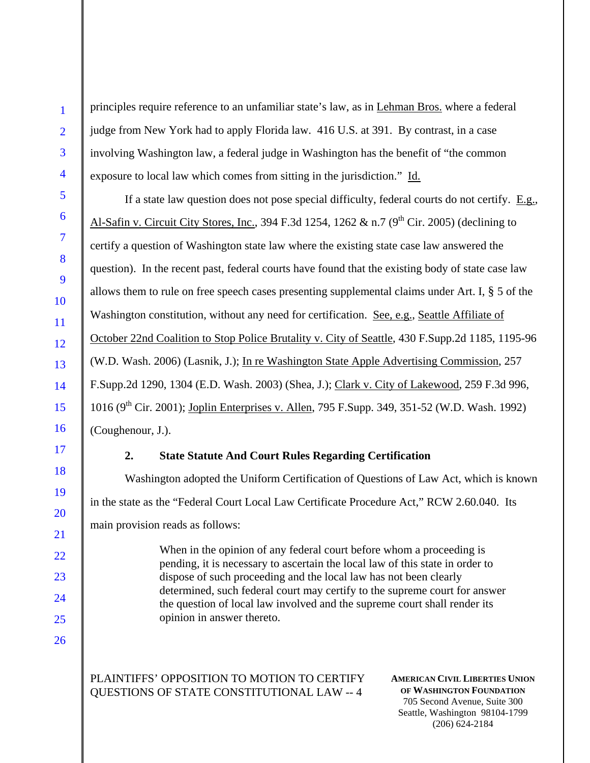principles require reference to an unfamiliar state's law, as in Lehman Bros. where a federal judge from New York had to apply Florida law. 416 U.S. at 391. By contrast, in a case involving Washington law, a federal judge in Washington has the benefit of "the common exposure to local law which comes from sitting in the jurisdiction." Id.

If a state law question does not pose special difficulty, federal courts do not certify. E.g., Al-Safin v. Circuit City Stores, Inc., 394 F.3d 1254, 1262 & n.7 (9th Cir. 2005) (declining to certify a question of Washington state law where the existing state case law answered the question). In the recent past, federal courts have found that the existing body of state case law allows them to rule on free speech cases presenting supplemental claims under Art. I, § 5 of the Washington constitution, without any need for certification. See, e.g., Seattle Affiliate of October 22nd Coalition to Stop Police Brutality v. City of Seattle, 430 F.Supp.2d 1185, 1195-96 (W.D. Wash. 2006) (Lasnik, J.); In re Washington State Apple Advertising Commission, 257 F.Supp.2d 1290, 1304 (E.D. Wash. 2003) (Shea, J.); Clark v. City of Lakewood, 259 F.3d 996, 1016 (9th Cir. 2001); Joplin Enterprises v. Allen, 795 F.Supp. 349, 351-52 (W.D. Wash. 1992) (Coughenour, J.).

### 2. State Statute And Court Rules Regarding Certification

Washington adopted the Uniform Certification of Questions of Law Act, which is known in the state as the "Federal Court Local Law Certificate Procedure Act," RCW 2.60.040. Its main provision reads as follows:

> When in the opinion of any federal court before whom a proceeding is pending, it is necessary to ascertain the local law of this state in order to dispose of such proceeding and the local law has not been clearly determined, such federal court may certify to the supreme court for answer the question of local law involved and the supreme court shall render its opinion in answer thereto.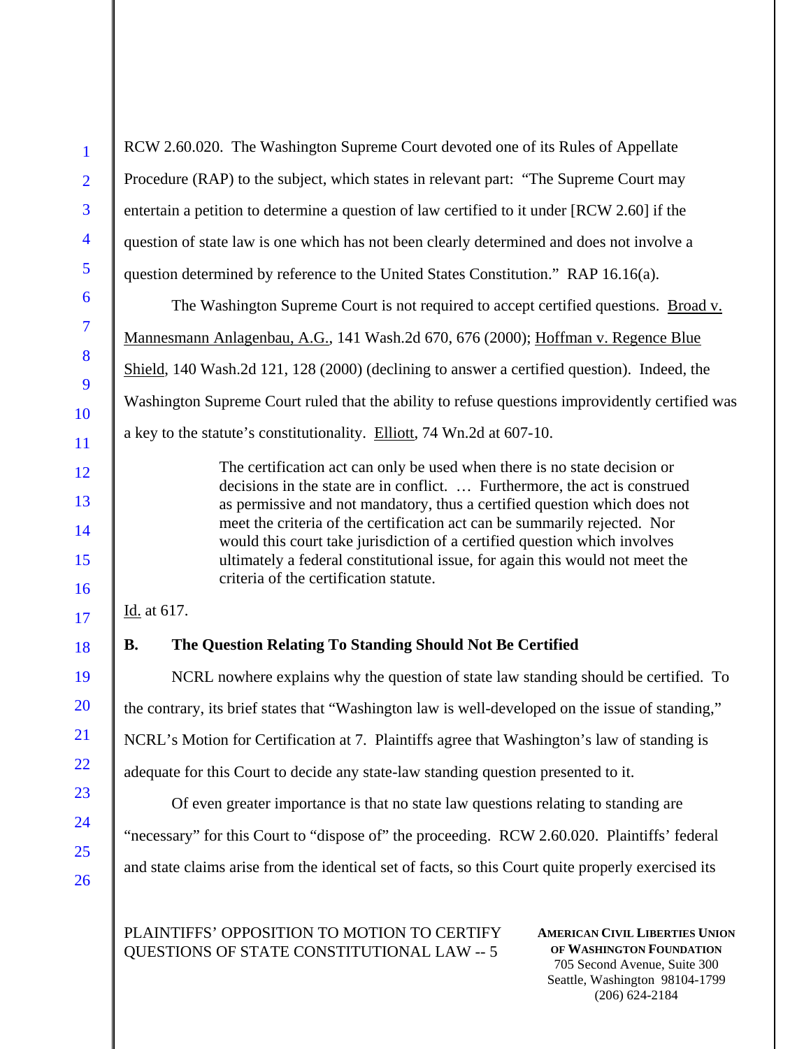RCW 2.60.020. The Washington Supreme Court devoted one of its Rules of Appellate Procedure (RAP) to the subject, which states in relevant part: "The Supreme Court may entertain a petition to determine a question of law certified to it under [RCW 2.60] if the question of state law is one which has not been clearly determined and does not involve a question determined by reference to the United States Constitution." RAP 16.16(a).

The Washington Supreme Court is not required to accept certified questions. Broad v. Mannesmann Anlagenbau, A.G., 141 Wash.2d 670, 676 (2000); Hoffman v. Regence Blue Shield, 140 Wash.2d 121, 128 (2000) (declining to answer a certified question). Indeed, the Washington Supreme Court ruled that the ability to refuse questions improvidently certified was a key to the statute's constitutionality. Elliott, 74 Wn.2d at 607-10.

> The certification act can only be used when there is no state decision or decisions in the state are in conflict. … Furthermore, the act is construed as permissive and not mandatory, thus a certified question which does not meet the criteria of the certification act can be summarily rejected. Nor would this court take jurisdiction of a certified question which involves ultimately a federal constitutional issue, for again this would not meet the criteria of the certification statute.

Id. at 617.

**B. The Question Relating To Standing Should Not Be Certified**

NCRL nowhere explains why the question of state law standing should be certified. To the contrary, its brief states that "Washington law is well-developed on the issue of standing," NCRL's Motion for Certification at 7. Plaintiffs agree that Washington's law of standing is adequate for this Court to decide any state-law standing question presented to it.

Of even greater importance is that no state law questions relating to standing are "necessary" for this Court to "dispose of" the proceeding. RCW 2.60.020. Plaintiffs' federal and state claims arise from the identical set of facts, so this Court quite properly exercised its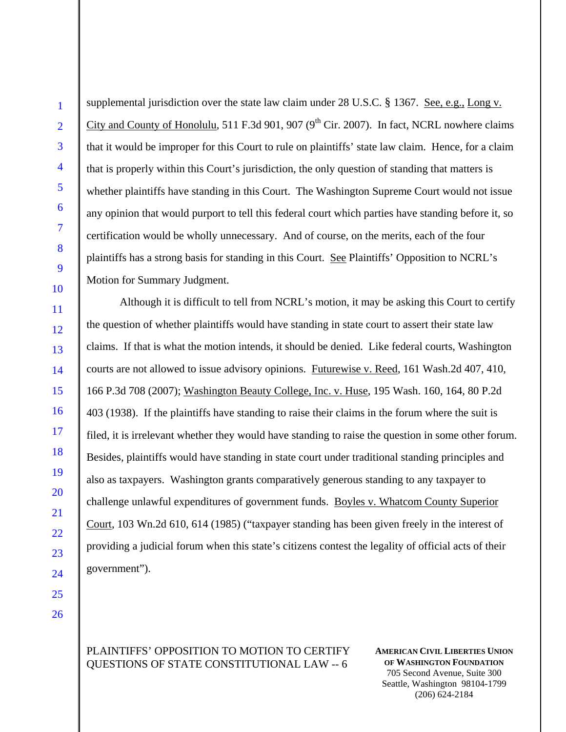supplemental jurisdiction over the state law claim under 28 U.S.C. § 1367. See, e.g., Long v. City and County of Honolulu, 511 F.3d 901, 907 (9th Cir. 2007). In fact, NCRL nowhere claims that it would be improper for this Court to rule on plaintiffs' state law claim. Hence, for a claim that is properly within this Court's jurisdiction, the only question of standing that matters is whether plaintiffs have standing in this Court. The Washington Supreme Court would not issue any opinion that would purport to tell this federal court which parties have standing before it, so certification would be wholly unnecessary. And of course, on the merits, each of the four plaintiffs has a strong basis for standing in this Court. See Plaintiffs' Opposition to NCRL's Motion for Summary Judgment.

Although it is difficult to tell from NCRL's motion, it may be asking this Court to certify the question of whether plaintiffs would have standing in state court to assert their state law claims. If that is what the motion intends, it should be denied. Like federal courts, Washington courts are not allowed to issue advisory opinions. Futurewise v. Reed, 161 Wash.2d 407, 410, 166 P.3d 708 (2007); Washington Beauty College, Inc. v. Huse, 195 Wash. 160, 164, 80 P.2d 403 (1938). If the plaintiffs have standing to raise their claims in the forum where the suit is filed, it is irrelevant whether they would have standing to raise the question in some other forum. Besides, plaintiffs would have standing in state court under traditional standing principles and also as taxpayers. Washington grants comparatively generous standing to any taxpayer to challenge unlawful expenditures of government funds. Boyles v. Whatcom County Superior Court, 103 Wn.2d 610, 614 (1985) ("taxpayer standing has been given freely in the interest of providing a judicial forum when this state's citizens contest the legality of official acts of their government").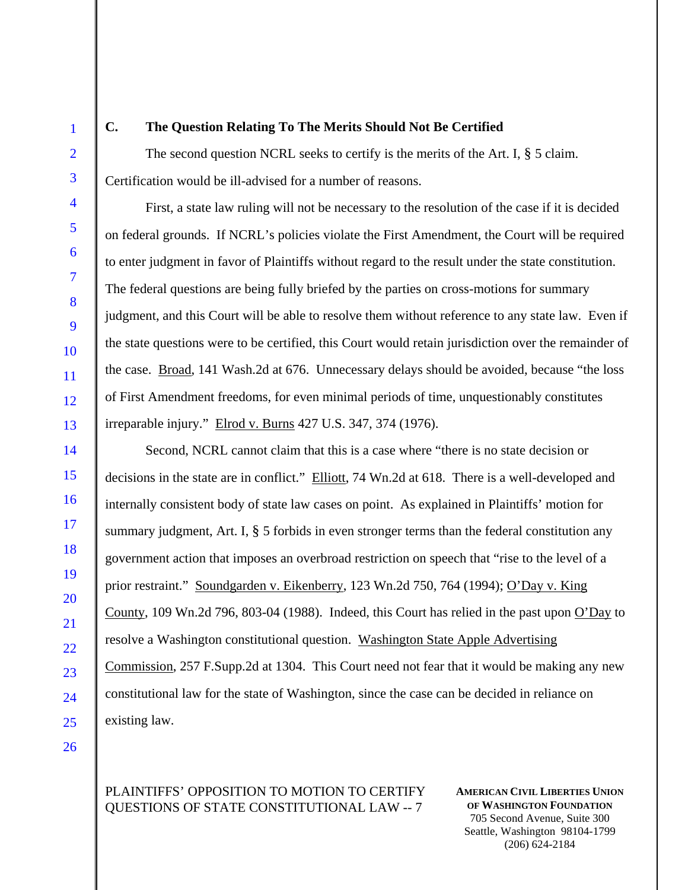### C. The Question Relating To The Merits Should Not Be Certified

The second question NCRL seeks to certify is the merits of the Art. I, § 5 claim. Certification would be ill-advised for a number of reasons.

First, a state law ruling will not be necessary to the resolution of the case if it is decided on federal grounds. If NCRL's policies violate the First Amendment, the Court will be required to enter judgment in favor of Plaintiffs without regard to the result under the state constitution. The federal questions are being fully briefed by the parties on cross-motions for summary judgment, and this Court will be able to resolve them without reference to any state law. Even if the state questions were to be certified, this Court would retain jurisdiction over the remainder of the case. Broad, 141 Wash.2d at 676. Unnecessary delays should be avoided, because "the loss of First Amendment freedoms, for even minimal periods of time, unquestionably constitutes irreparable injury." Elrod v. Burns 427 U.S. 347, 374 (1976).

Second, NCRL cannot claim that this is a case where "there is no state decision or decisions in the state are in conflict." Elliott, 74 Wn.2d at 618. There is a well-developed and internally consistent body of state law cases on point. As explained in Plaintiffs' motion for summary judgment, Art. I, § 5 forbids in even stronger terms than the federal constitution any government action that imposes an overbroad restriction on speech that "rise to the level of a prior restraint." Soundgarden v. Eikenberry, 123 Wn.2d 750, 764 (1994); O'Day v. King County, 109 Wn.2d 796, 803-04 (1988). Indeed, this Court has relied in the past upon O'Day to resolve a Washington constitutional question. Washington State Apple Advertising Commission, 257 F.Supp.2d at 1304. This Court need not fear that it would be making any new constitutional law for the state of Washington, since the case can be decided in reliance on existing law.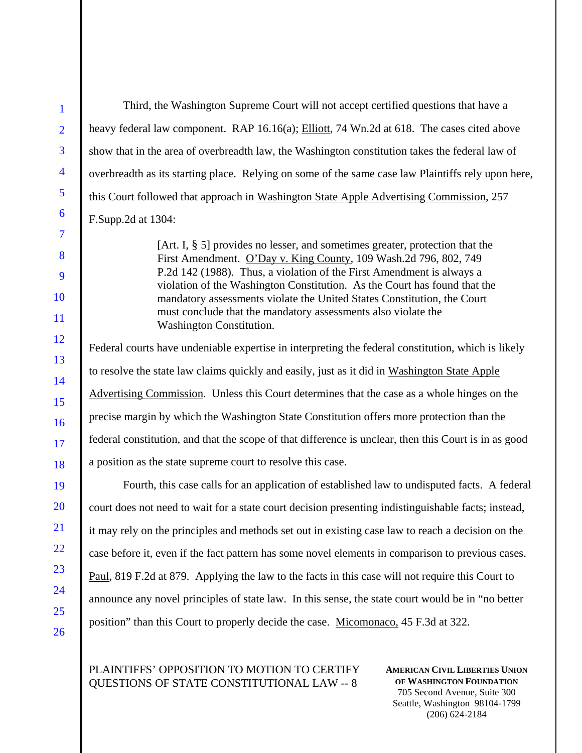Third, the Washington Supreme Court will not accept certified questions that have a heavy federal law component. RAP 16.16(a); Elliott, 74 Wn.2d at 618. The cases cited above show that in the area of overbreadth law, the Washington constitution takes the federal law of overbreadth as its starting place. Relying on some of the same case law Plaintiffs rely upon here, this Court followed that approach in Washington State Apple Advertising Commission, 257 F.Supp.2d at 1304:

> [Art. I, § 5] provides no lesser, and sometimes greater, protection that the First Amendment. O'Day v. King County, 109 Wash.2d 796, 802, 749 P.2d 142 (1988). Thus, a violation of the First Amendment is always a violation of the Washington Constitution. As the Court has found that the mandatory assessments violate the United States Constitution, the Court must conclude that the mandatory assessments also violate the Washington Constitution.

Federal courts have undeniable expertise in interpreting the federal constitution, which is likely to resolve the state law claims quickly and easily, just as it did in Washington State Apple Advertising Commission. Unless this Court determines that the case as a whole hinges on the precise margin by which the Washington State Constitution offers more protection than the federal constitution, and that the scope of that difference is unclear, then this Court is in as good a position as the state supreme court to resolve this case.

Fourth, this case calls for an application of established law to undisputed facts. A federal court does not need to wait for a state court decision presenting indistinguishable facts; instead, it may rely on the principles and methods set out in existing case law to reach a decision on the case before it, even if the fact pattern has some novel elements in comparison to previous cases. Paul, 819 F.2d at 879. Applying the law to the facts in this case will not require this Court to announce any novel principles of state law. In this sense, the state court would be in "no better position" than this Court to properly decide the case. Micomonaco, 45 F.3d at 322.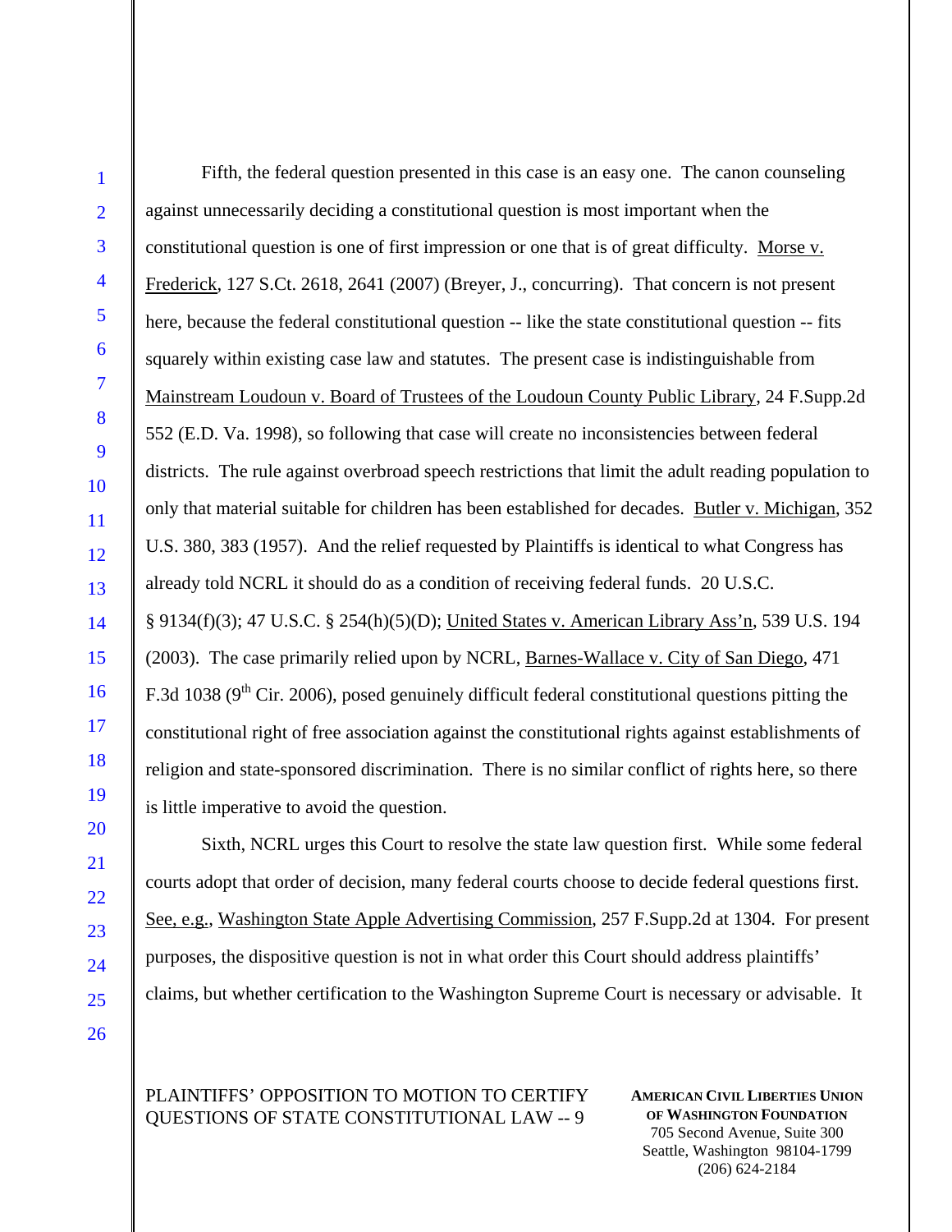Fifth, the federal question presented in this case is an easy one. The canon counseling against unnecessarily deciding a constitutional question is most important when the constitutional question is one of first impression or one that is of great difficulty. Morse v. Frederick, 127 S.Ct. 2618, 2641 (2007) (Breyer, J., concurring). That concern is not present here, because the federal constitutional question -- like the state constitutional question -- fits squarely within existing case law and statutes. The present case is indistinguishable from Mainstream Loudoun v. Board of Trustees of the Loudoun County Public Library, 24 F.Supp.2d 552 (E.D. Va. 1998), so following that case will create no inconsistencies between federal districts. The rule against overbroad speech restrictions that limit the adult reading population to only that material suitable for children has been established for decades. Butler v. Michigan, 352 U.S. 380, 383 (1957). And the relief requested by Plaintiffs is identical to what Congress has already told NCRL it should do as a condition of receiving federal funds. 20 U.S.C. § 9134(f)(3); 47 U.S.C. § 254(h)(5)(D); United States v. American Library Ass'n, 539 U.S. 194 (2003). The case primarily relied upon by NCRL, Barnes-Wallace v. City of San Diego, 471 F.3d 1038 (9th Cir. 2006), posed genuinely difficult federal constitutional questions pitting the constitutional right of free association against the constitutional rights against establishments of religion and state-sponsored discrimination. There is no similar conflict of rights here, so there is little imperative to avoid the question.

Sixth, NCRL urges this Court to resolve the state law question first. While some federal courts adopt that order of decision, many federal courts choose to decide federal questions first. See, e.g., Washington State Apple Advertising Commission, 257 F.Supp.2d at 1304. For present purposes, the dispositive question is not in what order this Court should address plaintiffs' claims, but whether certification to the Washington Supreme Court is necessary or advisable. It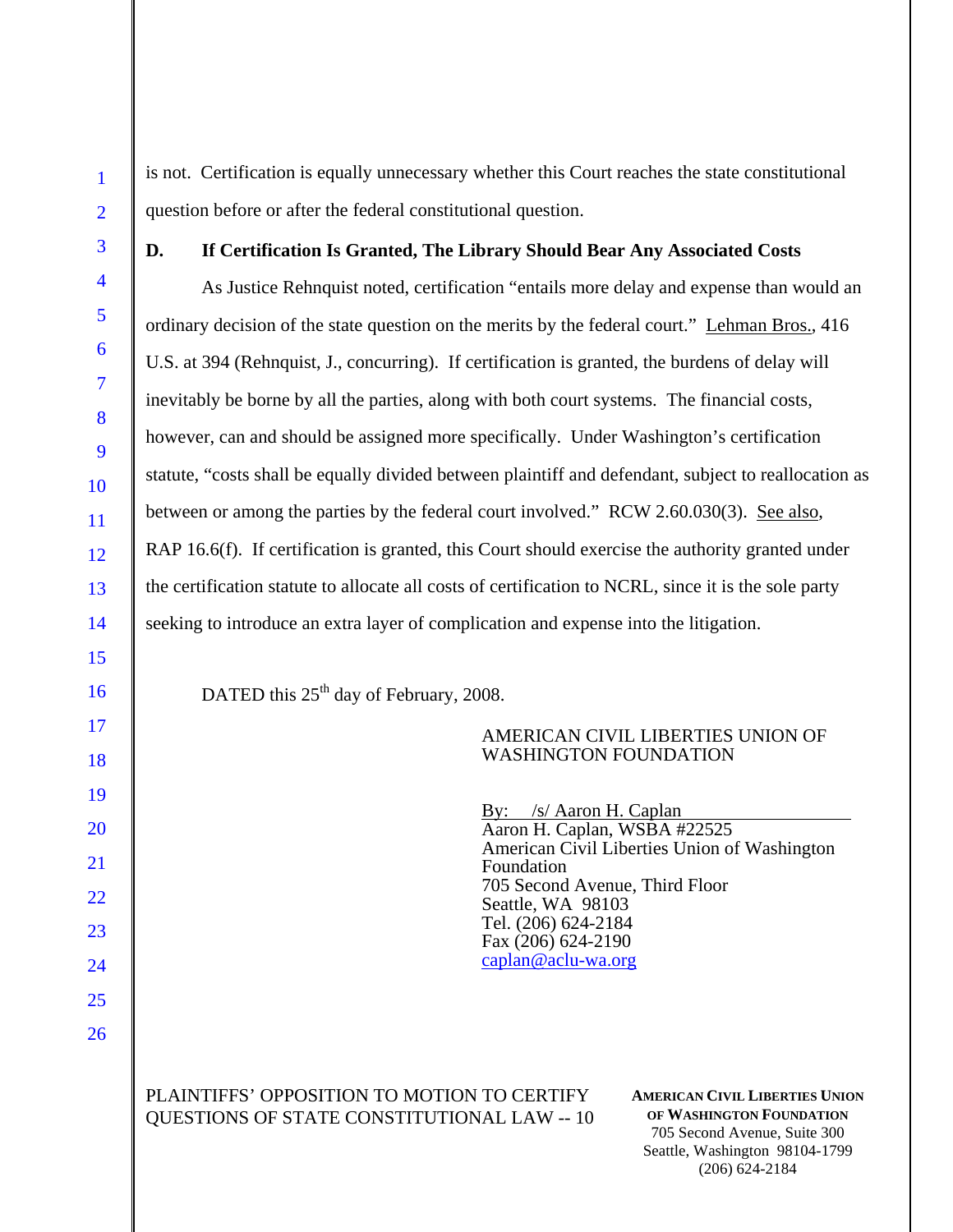is not. Certification is equally unnecessary whether this Court reaches the state constitutional question before or after the federal constitutional question.

**D. If Certification Is Granted, The Library Should Bear Any Associated Costs**

As Justice Rehnquist noted, certification "entails more delay and expense than would an ordinary decision of the state question on the merits by the federal court." Lehman Bros., 416 U.S. at 394 (Rehnquist, J., concurring). If certification is granted, the burdens of delay will inevitably be borne by all the parties, along with both court systems. The financial costs, however, can and should be assigned more specifically. Under Washington's certification statute, "costs shall be equally divided between plaintiff and defendant, subject to reallocation as between or among the parties by the federal court involved." RCW 2.60.030(3). See also, RAP 16.6(f). If certification is granted, this Court should exercise the authority granted under the certification statute to allocate all costs of certification to NCRL, since it is the sole party seeking to introduce an extra layer of complication and expense into the litigation.

DATED this 25th day of February, 2008.

AMERICAN CIVIL LIBERTIES UNION OF WASHINGTON FOUNDATION

By: /s/ Aaron H. Caplan
Aaron H. Caplan, WSBA #22525
American Civil Liberties Union of Washington Foundation
705 Second Avenue, Third Floor
Seattle, WA 98103
Tel. (206) 624-2184
Fax (206) 624-2190
caplan@aclu-wa.org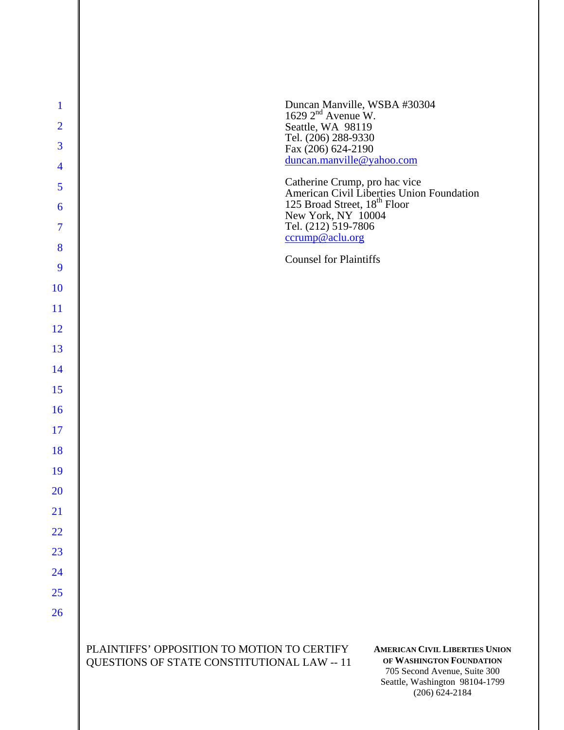Duncan Manville, WSBA #30304
1629 2nd Avenue W.
Seattle, WA 98119
Tel. (206) 288-9330
Fax (206) 624-2190
duncan.manville@yahoo.com

Catherine Crump, pro hac vice
American Civil Liberties Union Foundation
125 Broad Street, 18th Floor
New York, NY 10004
Tel. (212) 519-7806
ccrump@aclu.org

Counsel for Plaintiffs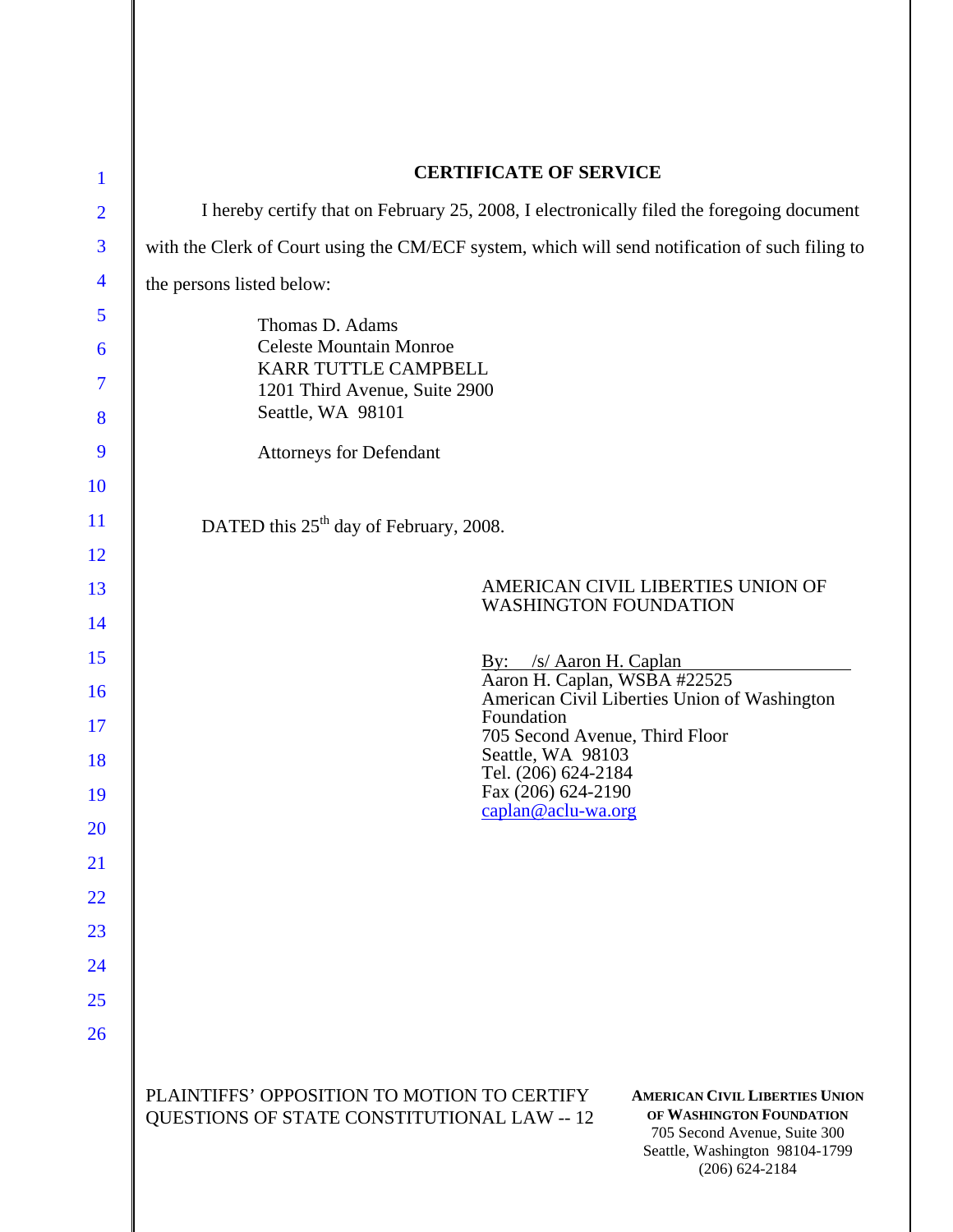**CERTIFICATE OF SERVICE**

I hereby certify that on February 25, 2008, I electronically filed the foregoing document with the Clerk of Court using the CM/ECF system, which will send notification of such filing to the persons listed below:

Thomas D. Adams
Celeste Mountain Monroe
KARR TUTTLE CAMPBELL
1201 Third Avenue, Suite 2900
Seattle, WA 98101

Attorneys for Defendant

DATED this 25th day of February, 2008.

AMERICAN CIVIL LIBERTIES UNION OF WASHINGTON FOUNDATION

By: /s/ Aaron H. Caplan
Aaron H. Caplan, WSBA #22525
American Civil Liberties Union of Washington Foundation
705 Second Avenue, Third Floor
Seattle, WA 98103
Tel. (206) 624-2184
Fax (206) 624-2190
caplan@aclu-wa.org